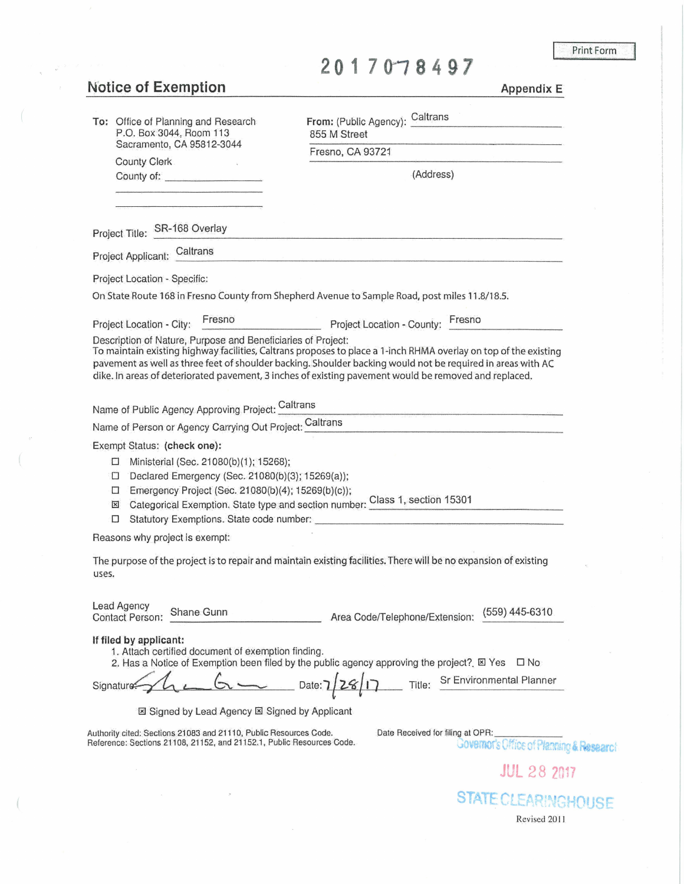Print Form

2017078497

# Notice of Exemption

Appendix E

**To:** Office of Planning and Research
P.O. Box 3044, Room 113
Sacramento, CA 95812-3044

County Clerk
County of: ____________

**From:** (Public Agency): Caltrans
855 M Street
Fresno, CA 93721
(Address)

Project Title: SR-168 Overlay

Project Applicant: Caltrans

Project Location - Specific:

On State Route 168 in Fresno County from Shepherd Avenue to Sample Road, post miles 11.8/18.5.

Project Location - City: Fresno   Project Location - County: Fresno

Description of Nature, Purpose and Beneficiaries of Project:
To maintain existing highway facilities, Caltrans proposes to place a 1-inch RHMA overlay on top of the existing pavement as well as three feet of shoulder backing. Shoulder backing would not be required in areas with AC dike. In areas of deteriorated pavement, 3 inches of existing pavement would be removed and replaced.

Name of Public Agency Approving Project: Caltrans

Name of Person or Agency Carrying Out Project: Caltrans

Exempt Status: **(check one):**

- ☐ Ministerial (Sec. 21080(b)(1); 15268);
- ☐ Declared Emergency (Sec. 21080(b)(3); 15269(a));
- ☐ Emergency Project (Sec. 21080(b)(4); 15269(b)(c));
- ☒ Categorical Exemption. State type and section number: Class 1, section 15301
- ☐ Statutory Exemptions. State code number: ____________

Reasons why project is exempt:

The purpose of the project is to repair and maintain existing facilities. There will be no expansion of existing uses.

Lead Agency Contact Person: Shane Gunn   Area Code/Telephone/Extension: (559) 445-6310

**If filed by applicant:**

1. Attach certified document of exemption finding.
2. Has a Notice of Exemption been filed by the public agency approving the project?. ☒ Yes ☐ No

Signature: [signature]   Date: 7/28/17   Title: Sr Environmental Planner

☒ Signed by Lead Agency ☒ Signed by Applicant

Authority cited: Sections 21083 and 21110, Public Resources Code.
Reference: Sections 21108, 21152, and 21152.1, Public Resources Code.

Date Received for filing at OPR: ____________

Governor's Office of Planning & Research

JUL 28 2017

STATE CLEARINGHOUSE

Revised 2011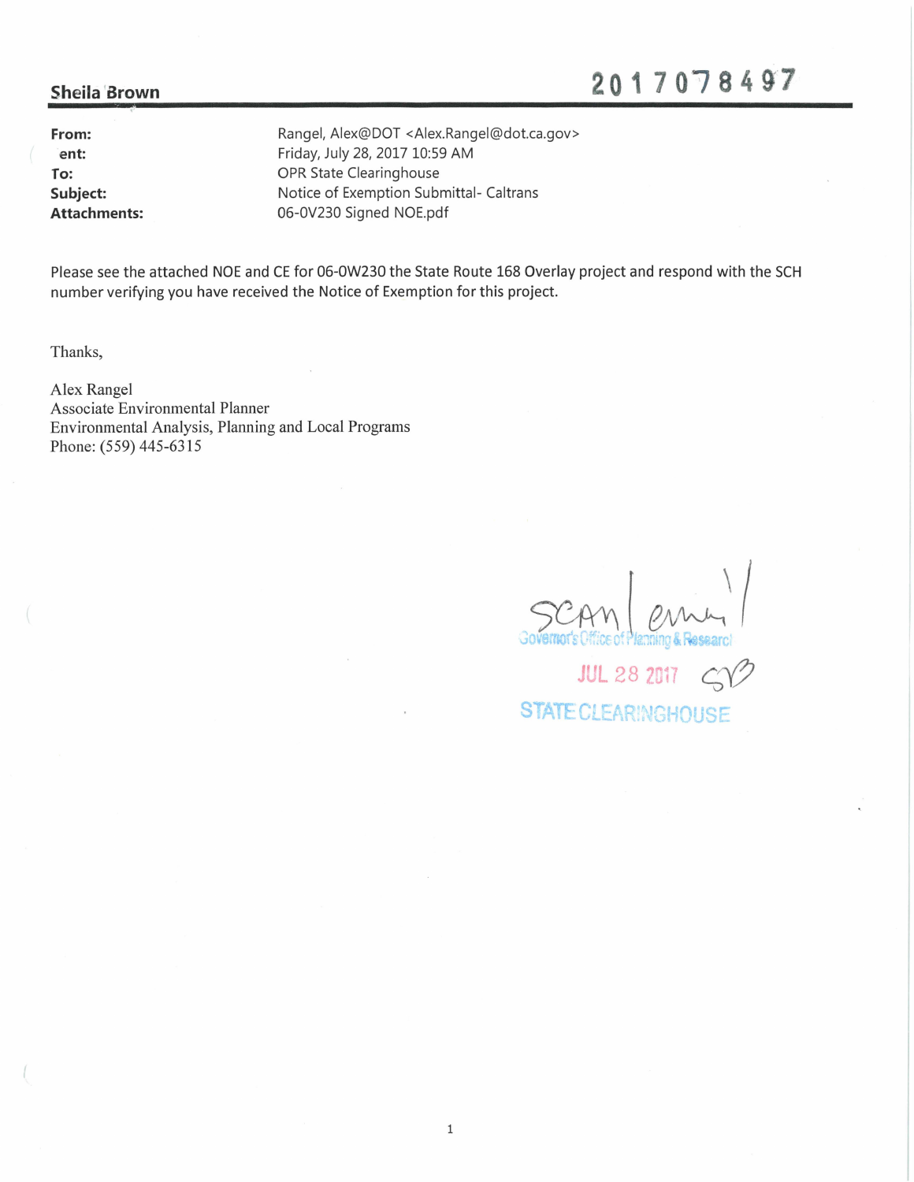**Sheila Brown** 2017078497

| | |
|---|---|
| **From:** | Rangel, Alex@DOT <Alex.Rangel@dot.ca.gov> |
| **ent:** | Friday, July 28, 2017 10:59 AM |
| **To:** | OPR State Clearinghouse |
| **Subject:** | Notice of Exemption Submittal- Caltrans |
| **Attachments:** | 06-0V230 Signed NOE.pdf |

Please see the attached NOE and CE for 06-0W230 the State Route 168 Overlay project and respond with the SCH number verifying you have received the Notice of Exemption for this project.

Thanks,

Alex Rangel
Associate Environmental Planner
Environmental Analysis, Planning and Local Programs
Phone: (559) 445-6315

SCAN | email

Governor's Office of Planning & Research

JUL 28 2017 SB

STATE CLEARINGHOUSE